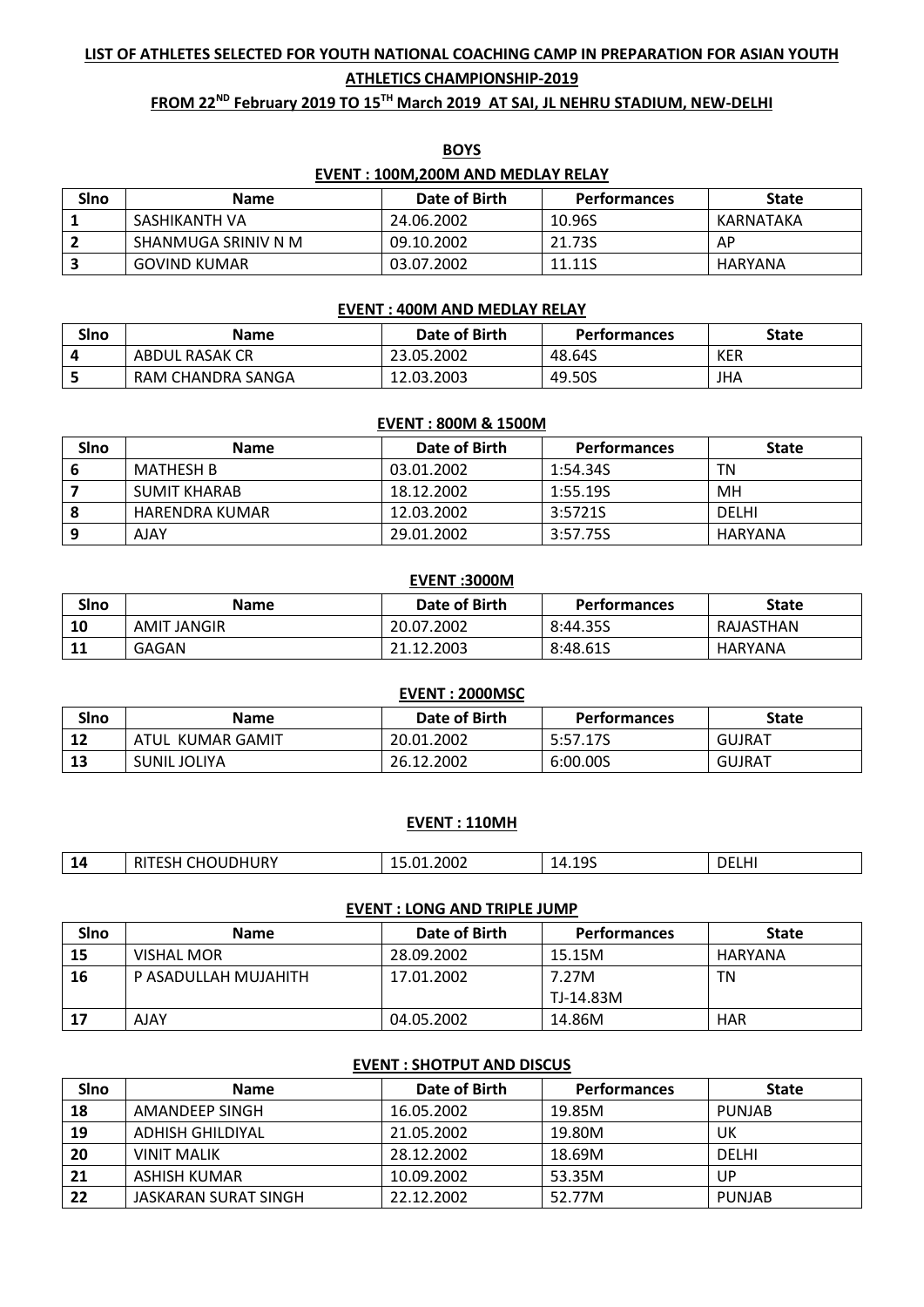**LIST OF ATHLETES SELECTED FOR YOUTH NATIONAL COACHING CAMP IN PREPARATION FOR ASIAN YOUTH ATHLETICS CHAMPIONSHIP-2019**

**FROM 22ND February 2019 TO 15TH March 2019 AT SAI, JL NEHRU STADIUM, NEW-DELHI**

**BOYS**

**EVENT : 100M,200M AND MEDLAY RELAY**

| Slno | Name | Date of Birth | Performances | State |
|---|---|---|---|---|
| 1 | SASHIKANTH VA | 24.06.2002 | 10.96S | KARNATAKA |
| 2 | SHANMUGA SRINIV N M | 09.10.2002 | 21.73S | AP |
| 3 | GOVIND KUMAR | 03.07.2002 | 11.11S | HARYANA |

**EVENT : 400M AND MEDLAY RELAY**

| Slno | Name | Date of Birth | Performances | State |
|---|---|---|---|---|
| 4 | ABDUL RASAK CR | 23.05.2002 | 48.64S | KER |
| 5 | RAM CHANDRA SANGA | 12.03.2003 | 49.50S | JHA |

**EVENT : 800M & 1500M**

| Slno | Name | Date of Birth | Performances | State |
|---|---|---|---|---|
| 6 | MATHESH B | 03.01.2002 | 1:54.34S | TN |
| 7 | SUMIT KHARAB | 18.12.2002 | 1:55.19S | MH |
| 8 | HARENDRA KUMAR | 12.03.2002 | 3:5721S | DELHI |
| 9 | AJAY | 29.01.2002 | 3:57.75S | HARYANA |

**EVENT :3000M**

| Slno | Name | Date of Birth | Performances | State |
|---|---|---|---|---|
| 10 | AMIT JANGIR | 20.07.2002 | 8:44.35S | RAJASTHAN |
| 11 | GAGAN | 21.12.2003 | 8:48.61S | HARYANA |

**EVENT : 2000MSC**

| Slno | Name | Date of Birth | Performances | State |
|---|---|---|---|---|
| 12 | ATUL KUMAR GAMIT | 20.01.2002 | 5:57.17S | GUJRAT |
| 13 | SUNIL JOLIYA | 26.12.2002 | 6:00.00S | GUJRAT |

**EVENT : 110MH**

| Slno | Name | Date of Birth | Performances | State |
|---|---|---|---|---|
| 14 | RITESH CHOUDHURY | 15.01.2002 | 14.19S | DELHI |

**EVENT : LONG AND TRIPLE JUMP**

| Slno | Name | Date of Birth | Performances | State |
|---|---|---|---|---|
| 15 | VISHAL MOR | 28.09.2002 | 15.15M | HARYANA |
| 16 | P ASADULLAH MUJAHITH | 17.01.2002 | 7.27M TJ-14.83M | TN |
| 17 | AJAY | 04.05.2002 | 14.86M | HAR |

**EVENT : SHOTPUT AND DISCUS**

| Slno | Name | Date of Birth | Performances | State |
|---|---|---|---|---|
| 18 | AMANDEEP SINGH | 16.05.2002 | 19.85M | PUNJAB |
| 19 | ADHISH GHILDIYAL | 21.05.2002 | 19.80M | UK |
| 20 | VINIT MALIK | 28.12.2002 | 18.69M | DELHI |
| 21 | ASHISH KUMAR | 10.09.2002 | 53.35M | UP |
| 22 | JASKARAN SURAT SINGH | 22.12.2002 | 52.77M | PUNJAB |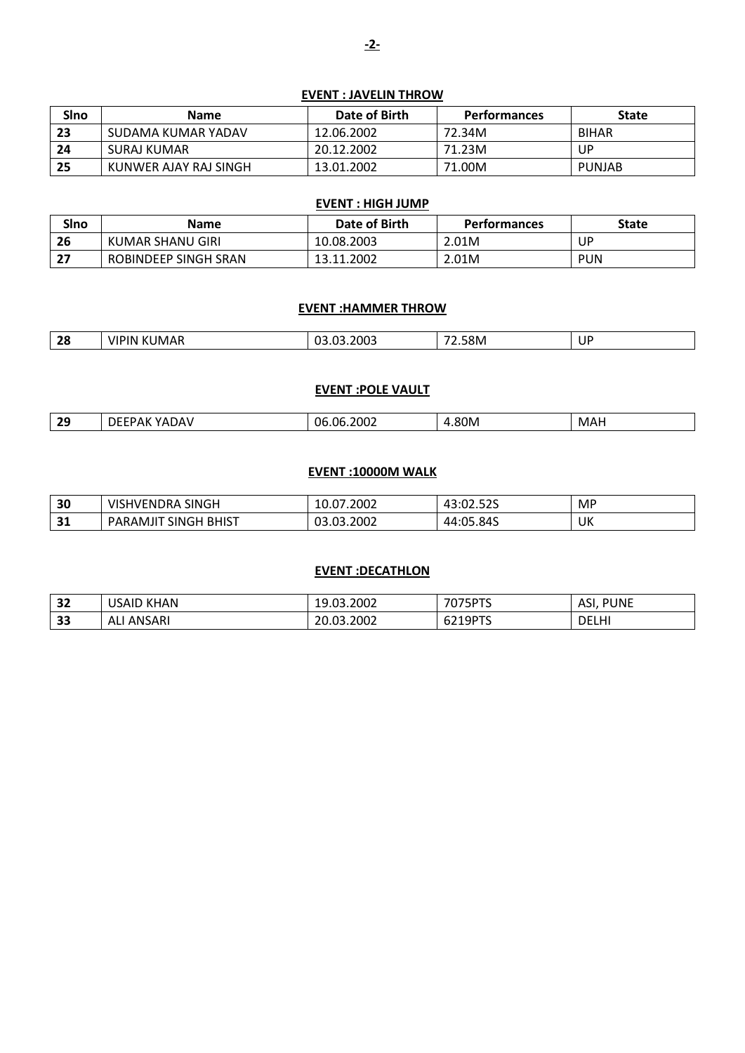**EVENT : JAVELIN THROW**

| Slno | Name | Date of Birth | Performances | State |
|---|---|---|---|---|
| 23 | SUDAMA KUMAR YADAV | 12.06.2002 | 72.34M | BIHAR |
| 24 | SURAJ KUMAR | 20.12.2002 | 71.23M | UP |
| 25 | KUNWER AJAY RAJ SINGH | 13.01.2002 | 71.00M | PUNJAB |

**EVENT : HIGH JUMP**

| Slno | Name | Date of Birth | Performances | State |
|---|---|---|---|---|
| 26 | KUMAR SHANU GIRI | 10.08.2003 | 2.01M | UP |
| 27 | ROBINDEEP SINGH SRAN | 13.11.2002 | 2.01M | PUN |

**EVENT :HAMMER THROW**

| | | | | |
|---|---|---|---|---|
| 28 | VIPIN KUMAR | 03.03.2003 | 72.58M | UP |

**EVENT :POLE VAULT**

| | | | | |
|---|---|---|---|---|
| 29 | DEEPAK YADAV | 06.06.2002 | 4.80M | MAH |

**EVENT :10000M WALK**

| | | | | |
|---|---|---|---|---|
| 30 | VISHVENDRA SINGH | 10.07.2002 | 43:02.52S | MP |
| 31 | PARAMJIT SINGH BHIST | 03.03.2002 | 44:05.84S | UK |

**EVENT :DECATHLON**

| | | | | |
|---|---|---|---|---|
| 32 | USAID KHAN | 19.03.2002 | 7075PTS | ASI, PUNE |
| 33 | ALI ANSARI | 20.03.2002 | 6219PTS | DELHI |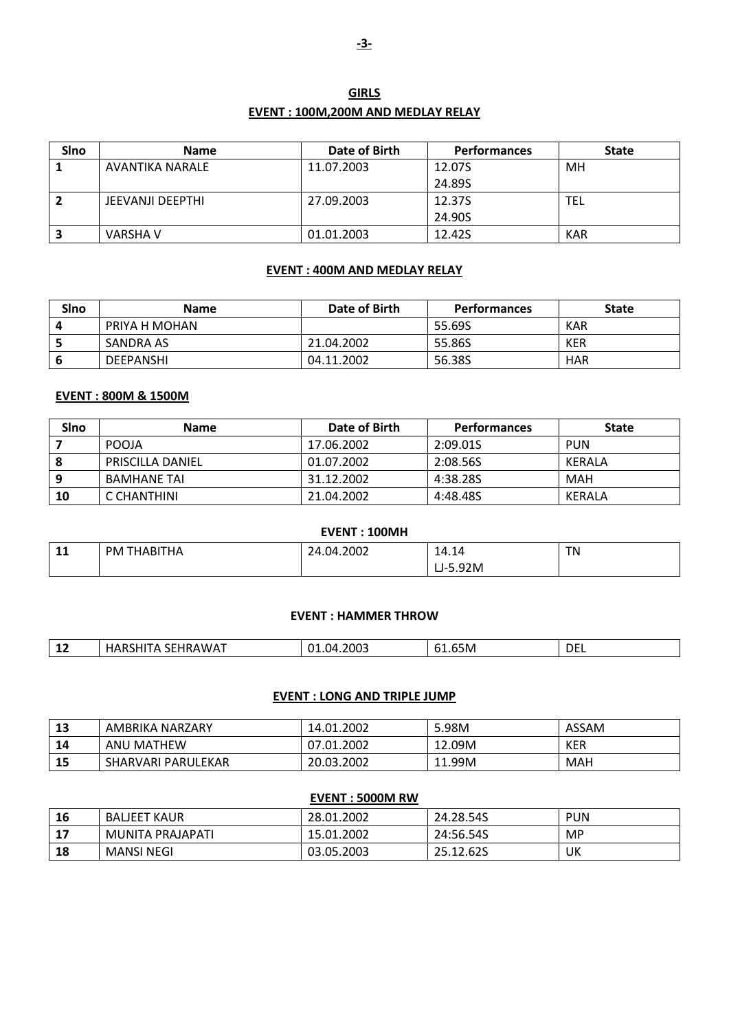## GIRLS

### EVENT : 100M,200M AND MEDLAY RELAY

| Slno | Name | Date of Birth | Performances | State |
|---|---|---|---|---|
| 1 | AVANTIKA NARALE | 11.07.2003 | 12.07S<br>24.89S | MH |
| 2 | JEEVANJI DEEPTHI | 27.09.2003 | 12.37S<br>24.90S | TEL |
| 3 | VARSHA V | 01.01.2003 | 12.42S | KAR |

### EVENT : 400M AND MEDLAY RELAY

| Slno | Name | Date of Birth | Performances | State |
|---|---|---|---|---|
| 4 | PRIYA H MOHAN | | 55.69S | KAR |
| 5 | SANDRA AS | 21.04.2002 | 55.86S | KER |
| 6 | DEEPANSHI | 04.11.2002 | 56.38S | HAR |

### EVENT : 800M & 1500M

| Slno | Name | Date of Birth | Performances | State |
|---|---|---|---|---|
| 7 | POOJA | 17.06.2002 | 2:09.01S | PUN |
| 8 | PRISCILLA DANIEL | 01.07.2002 | 2:08.56S | KERALA |
| 9 | BAMHANE TAI | 31.12.2002 | 4:38.28S | MAH |
| 10 | C CHANTHINI | 21.04.2002 | 4:48.48S | KERALA |

### EVENT : 100MH

| Slno | Name | Date of Birth | Performances | State |
|---|---|---|---|---|
| 11 | PM THABITHA | 24.04.2002 | 14.14<br>LJ-5.92M | TN |

### EVENT : HAMMER THROW

| Slno | Name | Date of Birth | Performances | State |
|---|---|---|---|---|
| 12 | HARSHITA SEHRAWAT | 01.04.2003 | 61.65M | DEL |

### EVENT : LONG AND TRIPLE JUMP

| Slno | Name | Date of Birth | Performances | State |
|---|---|---|---|---|
| 13 | AMBRIKA NARZARY | 14.01.2002 | 5.98M | ASSAM |
| 14 | ANU MATHEW | 07.01.2002 | 12.09M | KER |
| 15 | SHARVARI PARULEKAR | 20.03.2002 | 11.99M | MAH |

### EVENT : 5000M RW

| Slno | Name | Date of Birth | Performances | State |
|---|---|---|---|---|
| 16 | BALJEET KAUR | 28.01.2002 | 24.28.54S | PUN |
| 17 | MUNITA PRAJAPATI | 15.01.2002 | 24:56.54S | MP |
| 18 | MANSI NEGI | 03.05.2003 | 25.12.62S | UK |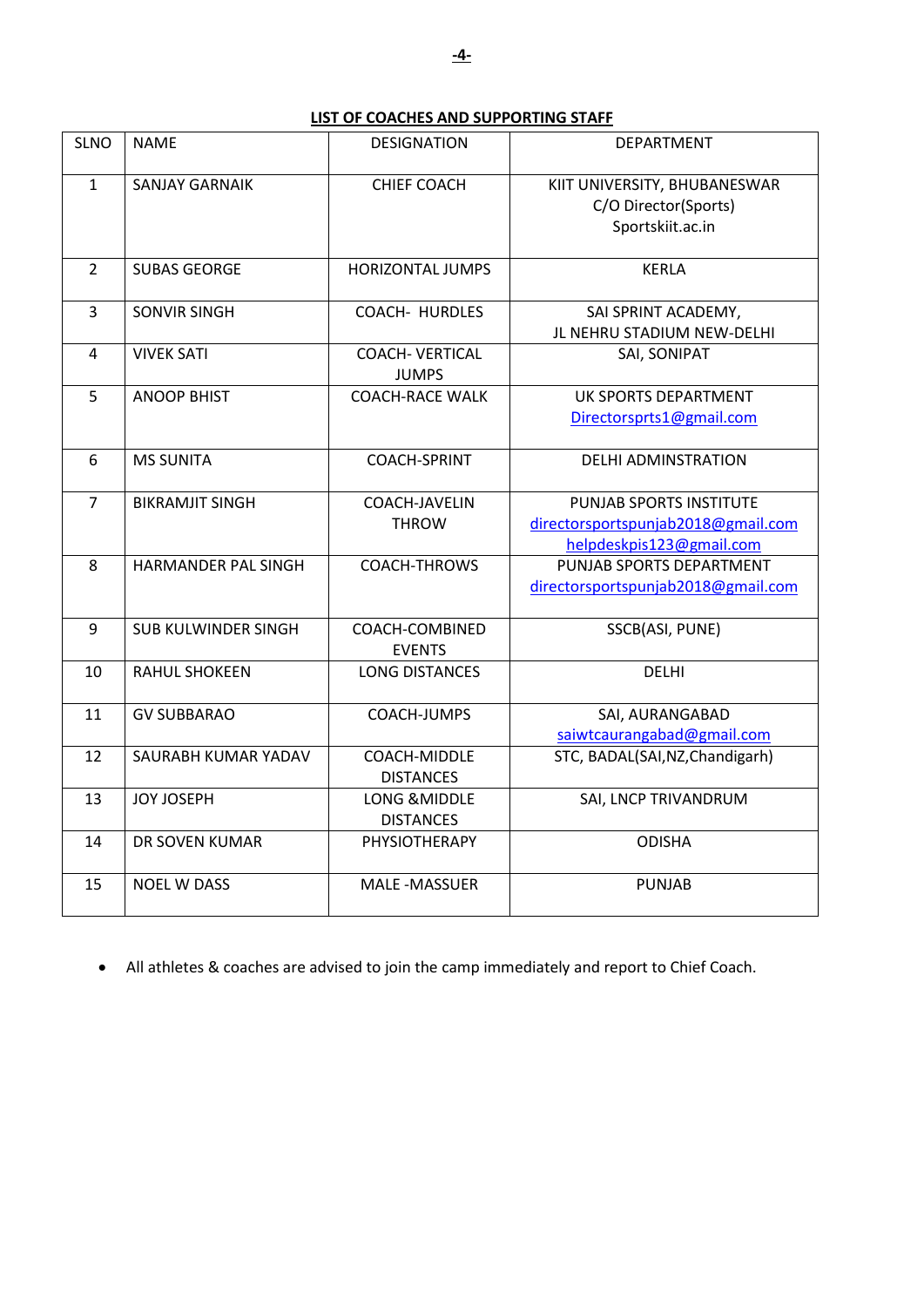**LIST OF COACHES AND SUPPORTING STAFF**

| SLNO | NAME | DESIGNATION | DEPARTMENT |
|---|---|---|---|
| 1 | SANJAY GARNAIK | CHIEF COACH | KIIT UNIVERSITY, BHUBANESWAR C/O Director(Sports) Sportskiit.ac.in |
| 2 | SUBAS GEORGE | HORIZONTAL JUMPS | KERLA |
| 3 | SONVIR SINGH | COACH- HURDLES | SAI SPRINT ACADEMY, JL NEHRU STADIUM NEW-DELHI |
| 4 | VIVEK SATI | COACH- VERTICAL JUMPS | SAI, SONIPAT |
| 5 | ANOOP BHIST | COACH-RACE WALK | UK SPORTS DEPARTMENT Directorsprts1@gmail.com |
| 6 | MS SUNITA | COACH-SPRINT | DELHI ADMINSTRATION |
| 7 | BIKRAMJIT SINGH | COACH-JAVELIN THROW | PUNJAB SPORTS INSTITUTE directorsportspunjab2018@gmail.com helpdeskpis123@gmail.com |
| 8 | HARMANDER PAL SINGH | COACH-THROWS | PUNJAB SPORTS DEPARTMENT directorsportspunjab2018@gmail.com |
| 9 | SUB KULWINDER SINGH | COACH-COMBINED EVENTS | SSCB(ASI, PUNE) |
| 10 | RAHUL SHOKEEN | LONG DISTANCES | DELHI |
| 11 | GV SUBBARAO | COACH-JUMPS | SAI, AURANGABAD saiwtcaurangabad@gmail.com |
| 12 | SAURABH KUMAR YADAV | COACH-MIDDLE DISTANCES | STC, BADAL(SAI,NZ,Chandigarh) |
| 13 | JOY JOSEPH | LONG &MIDDLE DISTANCES | SAI, LNCP TRIVANDRUM |
| 14 | DR SOVEN KUMAR | PHYSIOTHERAPY | ODISHA |
| 15 | NOEL W DASS | MALE -MASSUER | PUNJAB |

- All athletes & coaches are advised to join the camp immediately and report to Chief Coach.